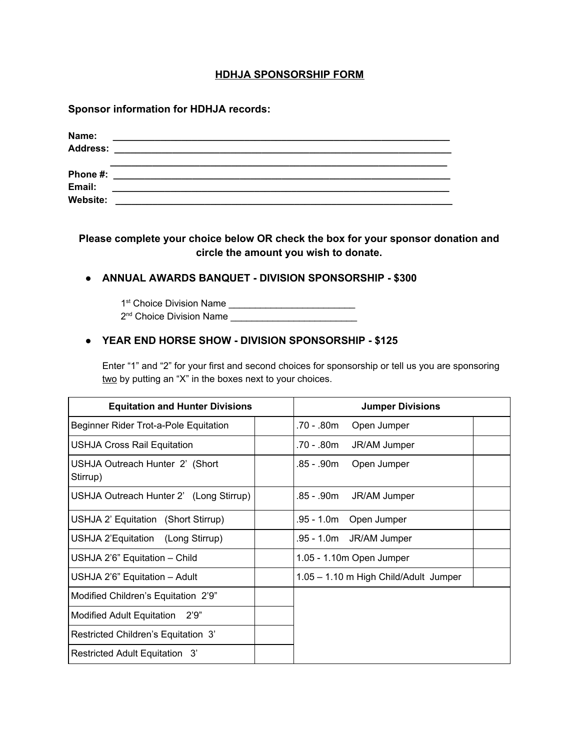## HDHJA SPONSORSHIP FORM

### Sponsor information for HDHJA records:

**Name:** ___________________________________________________________

**Address:** ___________________________________________________________

___________________________________________________________

**Phone #:** ___________________________________________________________

**Email:** ___________________________________________________________

**Website:** ___________________________________________________________

**Please complete your choice below OR check the box for your sponsor donation and circle the amount you wish to donate.**

- **ANNUAL AWARDS BANQUET - DIVISION SPONSORSHIP - $300**

  1st Choice Division Name ________________________

  2nd Choice Division Name ________________________

- **YEAR END HORSE SHOW - DIVISION SPONSORSHIP - $125**

  Enter "1" and "2" for your first and second choices for sponsorship or tell us you are sponsoring two by putting an "X" in the boxes next to your choices.

| Equitation and Hunter Divisions | | Jumper Divisions | |
|---|---|---|---|
| Beginner Rider Trot-a-Pole Equitation | | .70 - .80m Open Jumper | |
| USHJA Cross Rail Equitation | | .70 - .80m JR/AM Jumper | |
| USHJA Outreach Hunter 2' (Short Stirrup) | | .85 - .90m Open Jumper | |
| USHJA Outreach Hunter 2' (Long Stirrup) | | .85 - .90m JR/AM Jumper | |
| USHJA 2' Equitation (Short Stirrup) | | .95 - 1.0m Open Jumper | |
| USHJA 2'Equitation (Long Stirrup) | | .95 - 1.0m JR/AM Jumper | |
| USHJA 2'6" Equitation – Child | | 1.05 - 1.10m Open Jumper | |
| USHJA 2'6" Equitation – Adult | | 1.05 – 1.10 m High Child/Adult Jumper | |
| Modified Children's Equitation 2'9" | | | |
| Modified Adult Equitation 2'9" | | | |
| Restricted Children's Equitation 3' | | | |
| Restricted Adult Equitation 3' | | | |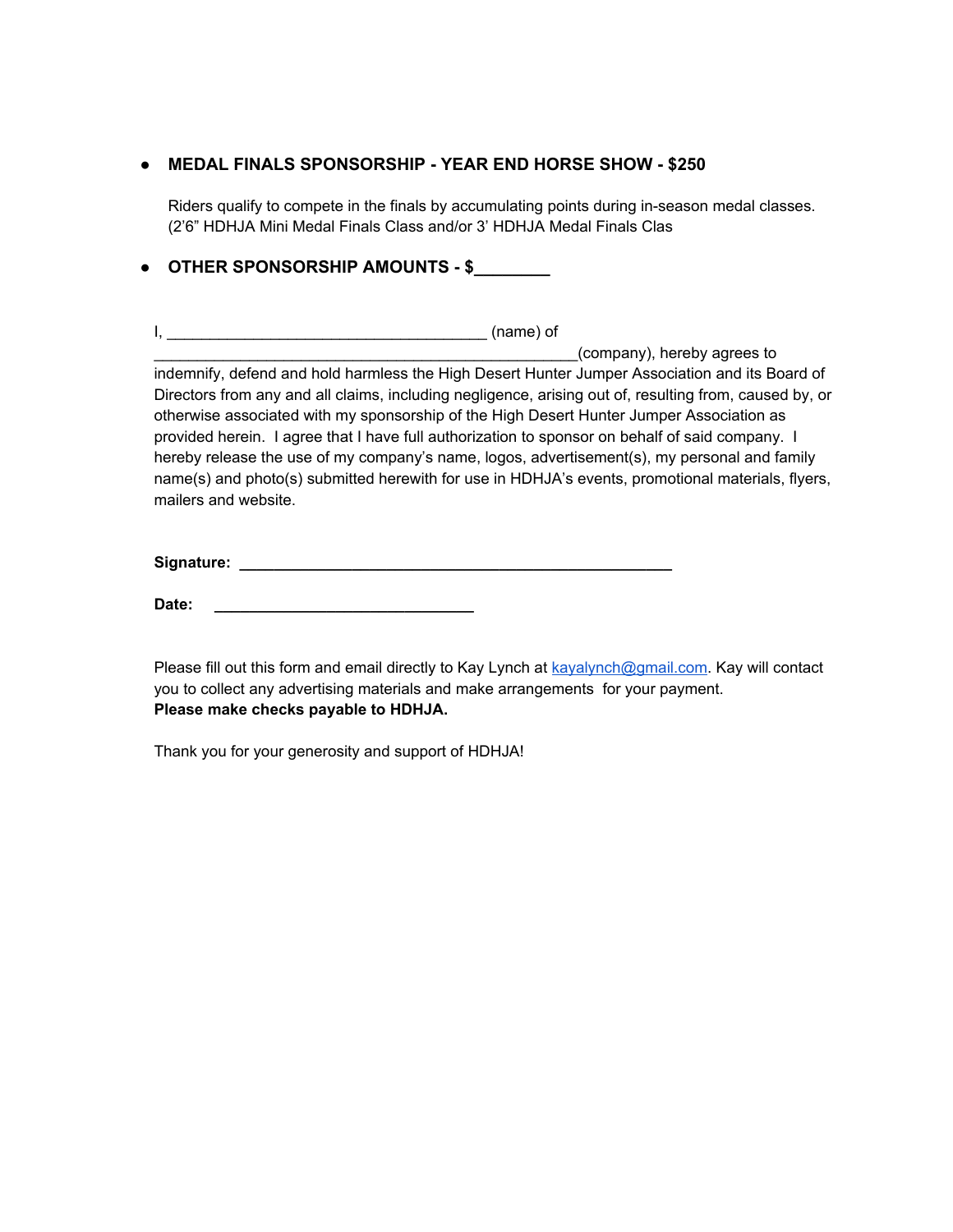- **MEDAL FINALS SPONSORSHIP - YEAR END HORSE SHOW - $250**

  Riders qualify to compete in the finals by accumulating points during in-season medal classes. (2'6" HDHJA Mini Medal Finals Class and/or 3' HDHJA Medal Finals Clas

- **OTHER SPONSORSHIP AMOUNTS - $________**

I, ____________________________________ (name) of ________________________________________________(company), hereby agrees to indemnify, defend and hold harmless the High Desert Hunter Jumper Association and its Board of Directors from any and all claims, including negligence, arising out of, resulting from, caused by, or otherwise associated with my sponsorship of the High Desert Hunter Jumper Association as provided herein. I agree that I have full authorization to sponsor on behalf of said company. I hereby release the use of my company's name, logos, advertisement(s), my personal and family name(s) and photo(s) submitted herewith for use in HDHJA's events, promotional materials, flyers, mailers and website.

**Signature: ________________________________________________**

**Date: ____________________________**

Please fill out this form and email directly to Kay Lynch at kayalynch@gmail.com. Kay will contact you to collect any advertising materials and make arrangements for your payment.
**Please make checks payable to HDHJA.**

Thank you for your generosity and support of HDHJA!